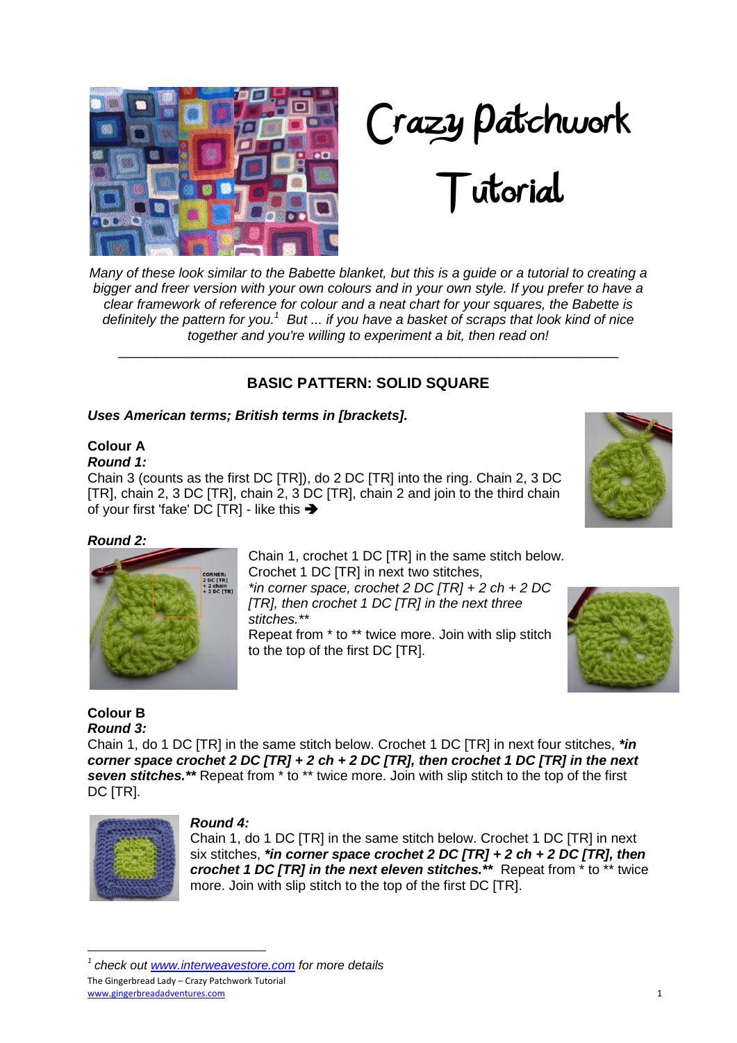# Crazy Patchwork Tutorial

*Many of these look similar to the Babette blanket, but this is a guide or a tutorial to creating a bigger and freer version with your own colours and in your own style. If you prefer to have a clear framework of reference for colour and a neat chart for your squares, the Babette is definitely the pattern for you.[1] But ... if you have a basket of scraps that look kind of nice together and you're willing to experiment a bit, then read on!*

---

## BASIC PATTERN: SOLID SQUARE

***Uses American terms; British terms in [brackets].***

### Colour A

***Round 1:***

Chain 3 (counts as the first DC [TR]), do 2 DC [TR] into the ring. Chain 2, 3 DC [TR], chain 2, 3 DC [TR], chain 2, 3 DC [TR], chain 2 and join to the third chain of your first 'fake' DC [TR] - like this ➔

***Round 2:***

CORNER: 2 DC [TR] + 2 chain + 2 DC [TR]

Chain 1, crochet 1 DC [TR] in the same stitch below. Crochet 1 DC [TR] in next two stitches, *\*in corner space, crochet 2 DC [TR] + 2 ch + 2 DC [TR], then crochet 1 DC [TR] in the next three stitches.\*\**
Repeat from * to ** twice more. Join with slip stitch to the top of the first DC [TR].

### Colour B

***Round 3:***

Chain 1, do 1 DC [TR] in the same stitch below. Crochet 1 DC [TR] in next four stitches, ***\*in corner space crochet 2 DC [TR] + 2 ch + 2 DC [TR], then crochet 1 DC [TR] in the next seven stitches.\*\**** Repeat from * to ** twice more. Join with slip stitch to the top of the first DC [TR].

***Round 4:***

Chain 1, do 1 DC [TR] in the same stitch below. Crochet 1 DC [TR] in next six stitches, ***\*in corner space crochet 2 DC [TR] + 2 ch + 2 DC [TR], then crochet 1 DC [TR] in the next eleven stitches.\*\**** Repeat from * to ** twice more. Join with slip stitch to the top of the first DC [TR].

---

[1] *check out www.interweavestore.com for more details*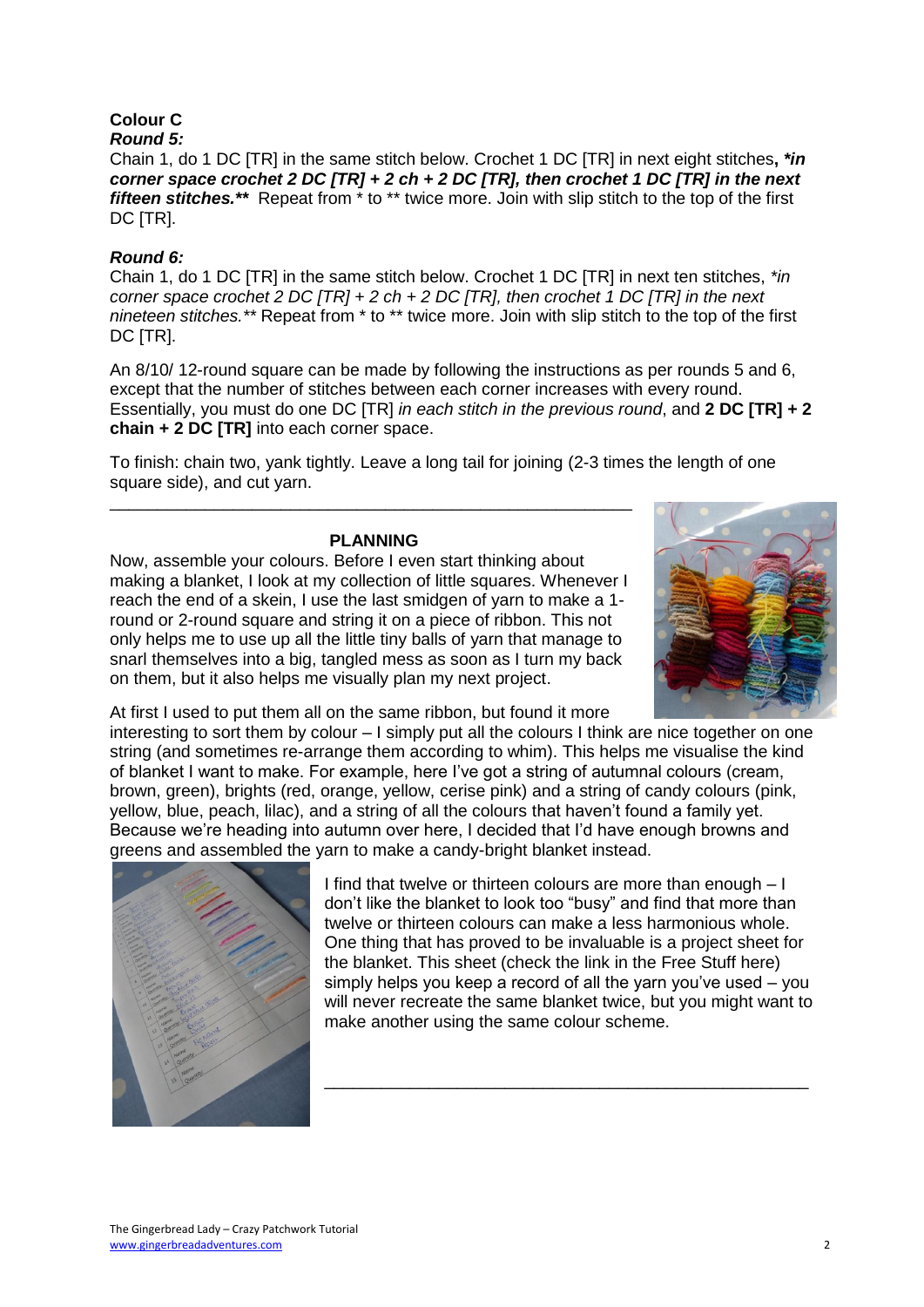**Colour C**

***Round 5:***

Chain 1, do 1 DC [TR] in the same stitch below. Crochet 1 DC [TR] in next eight stitches**, *in corner space crochet 2 DC [TR] + 2 ch + 2 DC [TR], then crochet 1 DC [TR] in the next fifteen stitches.**** Repeat from * to ** twice more. Join with slip stitch to the top of the first DC [TR].

***Round 6:***

Chain 1, do 1 DC [TR] in the same stitch below. Crochet 1 DC [TR] in next ten stitches, **in corner space crochet 2 DC [TR] + 2 ch + 2 DC [TR], then crochet 1 DC [TR] in the next nineteen stitches.*** ** Repeat from * to ** twice more. Join with slip stitch to the top of the first DC [TR].

An 8/10/ 12-round square can be made by following the instructions as per rounds 5 and 6, except that the number of stitches between each corner increases with every round. Essentially, you must do one DC [TR] *in each stitch in the previous round*, and **2 DC [TR] + 2 chain + 2 DC [TR]** into each corner space.

To finish: chain two, yank tightly. Leave a long tail for joining (2-3 times the length of one square side), and cut yarn.

---

## PLANNING

Now, assemble your colours. Before I even start thinking about making a blanket, I look at my collection of little squares. Whenever I reach the end of a skein, I use the last smidgen of yarn to make a 1-round or 2-round square and string it on a piece of ribbon. This not only helps me to use up all the little tiny balls of yarn that manage to snarl themselves into a big, tangled mess as soon as I turn my back on them, but it also helps me visually plan my next project.

At first I used to put them all on the same ribbon, but found it more interesting to sort them by colour – I simply put all the colours I think are nice together on one string (and sometimes re-arrange them according to whim). This helps me visualise the kind of blanket I want to make. For example, here I've got a string of autumnal colours (cream, brown, green), brights (red, orange, yellow, cerise pink) and a string of candy colours (pink, yellow, blue, peach, lilac), and a string of all the colours that haven't found a family yet. Because we're heading into autumn over here, I decided that I'd have enough browns and greens and assembled the yarn to make a candy-bright blanket instead.

I find that twelve or thirteen colours are more than enough – I don't like the blanket to look too "busy" and find that more than twelve or thirteen colours can make a less harmonious whole. One thing that has proved to be invaluable is a project sheet for the blanket. This sheet (check the link in the Free Stuff here) simply helps you keep a record of all the yarn you've used – you will never recreate the same blanket twice, but you might want to make another using the same colour scheme.

---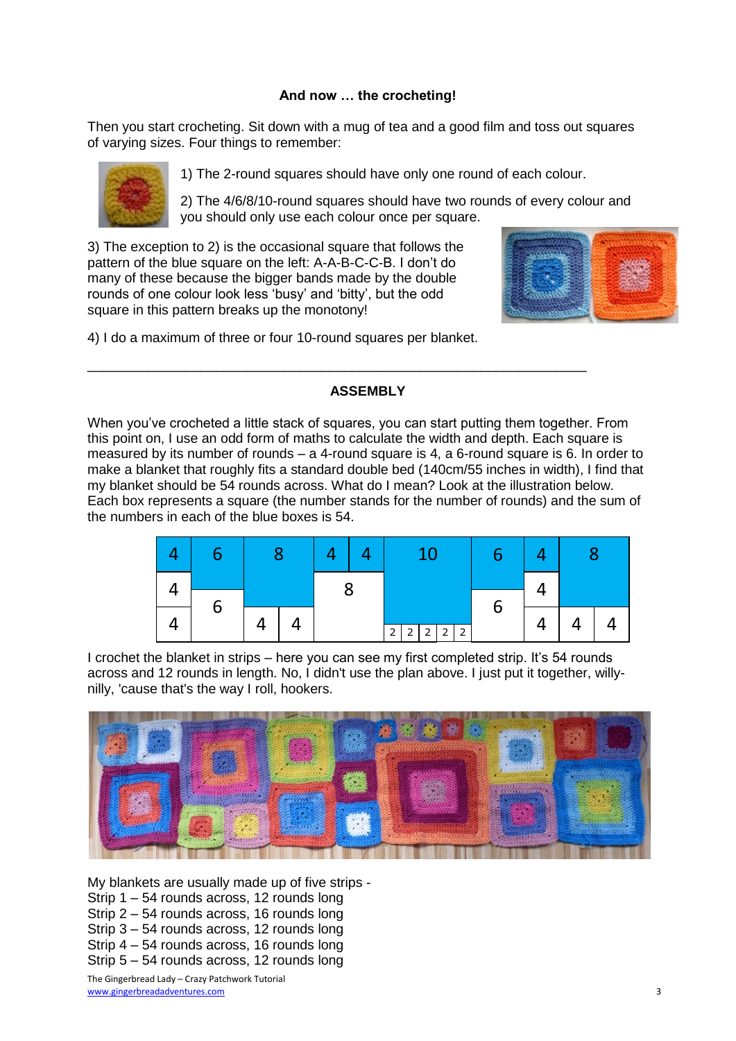**And now … the crocheting!**

Then you start crocheting. Sit down with a mug of tea and a good film and toss out squares of varying sizes. Four things to remember:

1) The 2-round squares should have only one round of each colour.

2) The 4/6/8/10-round squares should have two rounds of every colour and you should only use each colour once per square.

3) The exception to 2) is the occasional square that follows the pattern of the blue square on the left: A-A-B-C-C-B. I don't do many of these because the bigger bands made by the double rounds of one colour look less 'busy' and 'bitty', but the odd square in this pattern breaks up the monotony!

4) I do a maximum of three or four 10-round squares per blanket.

---

**ASSEMBLY**

When you've crocheted a little stack of squares, you can start putting them together. From this point on, I use an odd form of maths to calculate the width and depth. Each square is measured by its number of rounds – a 4-round square is 4, a 6-round square is 6. In order to make a blanket that roughly fits a standard double bed (140cm/55 inches in width), I find that my blanket should be 54 rounds across. What do I mean? Look at the illustration below. Each box represents a square (the number stands for the number of rounds) and the sum of the numbers in each of the blue boxes is 54.

| 4 | 6 | 8 | 4 | 4 | 10 | 6 | 4 | 8 |
|---|---|---|---|---|---|---|---|---|
| 4 | 6 |  | 8 |  |  | 6 | 4 |  |
| 4 |  | 4 4 |  |  | 2 2 2 2 2 |  | 4 | 4 4 |

I crochet the blanket in strips – here you can see my first completed strip. It's 54 rounds across and 12 rounds in length. No, I didn't use the plan above. I just put it together, willy-nilly, 'cause that's the way I roll, hookers.

My blankets are usually made up of five strips -
Strip 1 – 54 rounds across, 12 rounds long
Strip 2 – 54 rounds across, 16 rounds long
Strip 3 – 54 rounds across, 12 rounds long
Strip 4 – 54 rounds across, 16 rounds long
Strip 5 – 54 rounds across, 12 rounds long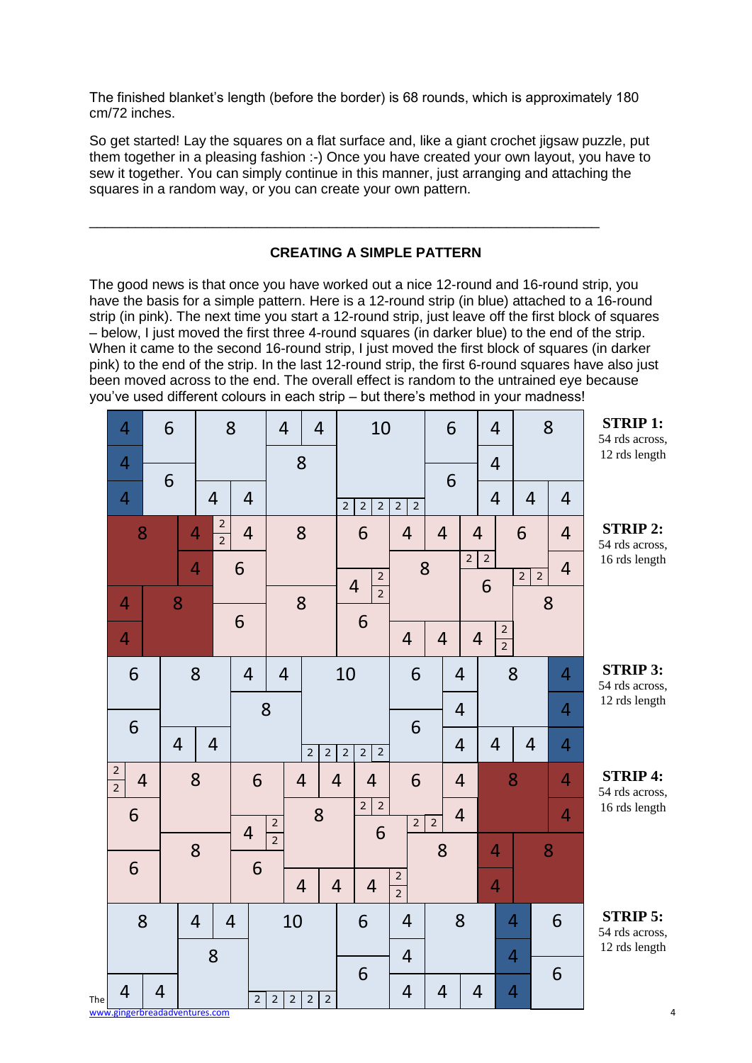The finished blanket's length (before the border) is 68 rounds, which is approximately 180 cm/72 inches.

So get started! Lay the squares on a flat surface and, like a giant crochet jigsaw puzzle, put them together in a pleasing fashion :-) Once you have created your own layout, you have to sew it together. You can simply continue in this manner, just arranging and attaching the squares in a random way, or you can create your own pattern.

---

## CREATING A SIMPLE PATTERN

The good news is that once you have worked out a nice 12-round and 16-round strip, you have the basis for a simple pattern. Here is a 12-round strip (in blue) attached to a 16-round strip (in pink). The next time you start a 12-round strip, just leave off the first block of squares – below, I just moved the first three 4-round squares (in darker blue) to the end of the strip. When it came to the second 16-round strip, I just moved the first block of squares (in darker pink) to the end of the strip. In the last 12-round strip, the first 6-round squares have also just been moved across to the end. The overall effect is random to the untrained eye because you've used different colours in each strip – but there's method in your madness!

**STRIP 1:** 54 rds across, 12 rds length

**STRIP 2:** 54 rds across, 16 rds length

**STRIP 3:** 54 rds across, 12 rds length

**STRIP 4:** 54 rds across, 16 rds length

**STRIP 5:** 54 rds across, 12 rds length

The www.gingerbreadadventures.com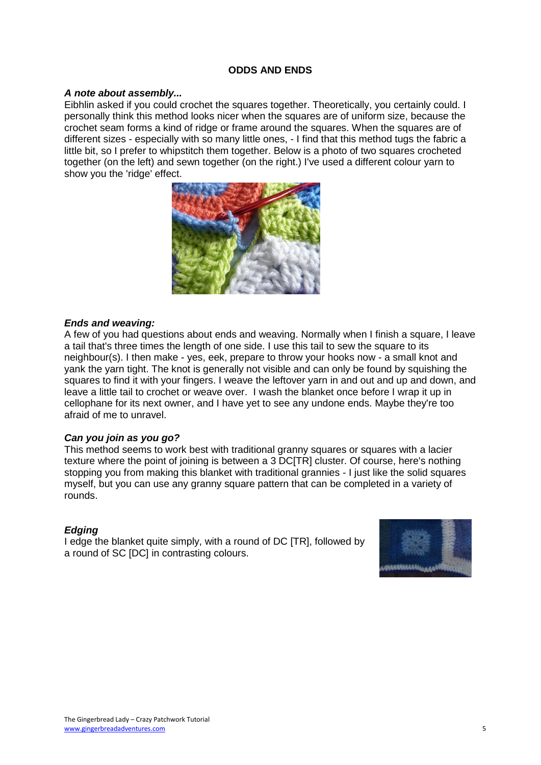## ODDS AND ENDS

### *A note about assembly...*

Eibhlin asked if you could crochet the squares together. Theoretically, you certainly could. I personally think this method looks nicer when the squares are of uniform size, because the crochet seam forms a kind of ridge or frame around the squares. When the squares are of different sizes - especially with so many little ones, - I find that this method tugs the fabric a little bit, so I prefer to whipstitch them together. Below is a photo of two squares crocheted together (on the left) and sewn together (on the right.) I've used a different colour yarn to show you the 'ridge' effect.

### *Ends and weaving:*

A few of you had questions about ends and weaving. Normally when I finish a square, I leave a tail that's three times the length of one side. I use this tail to sew the square to its neighbour(s). I then make - yes, eek, prepare to throw your hooks now - a small knot and yank the yarn tight. The knot is generally not visible and can only be found by squishing the squares to find it with your fingers. I weave the leftover yarn in and out and up and down, and leave a little tail to crochet or weave over. I wash the blanket once before I wrap it up in cellophane for its next owner, and I have yet to see any undone ends. Maybe they're too afraid of me to unravel.

### *Can you join as you go?*

This method seems to work best with traditional granny squares or squares with a lacier texture where the point of joining is between a 3 DC[TR] cluster. Of course, here's nothing stopping you from making this blanket with traditional grannies - I just like the solid squares myself, but you can use any granny square pattern that can be completed in a variety of rounds.

### *Edging*

I edge the blanket quite simply, with a round of DC [TR], followed by a round of SC [DC] in contrasting colours.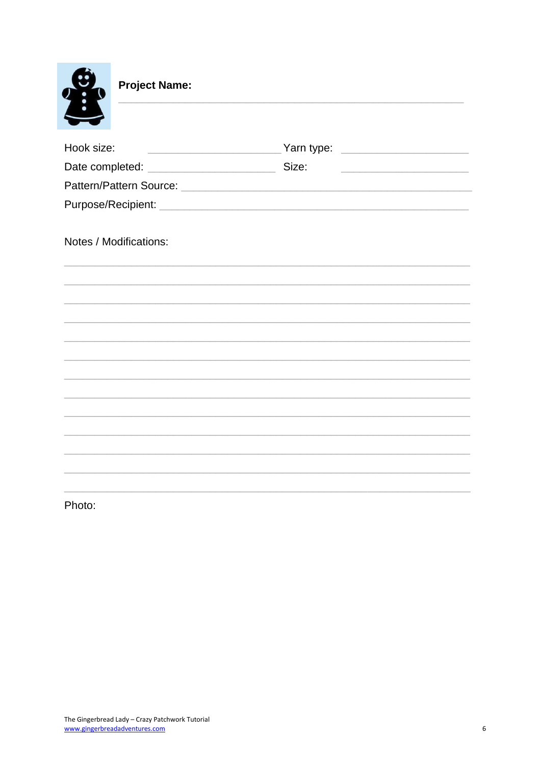**Project Name:** ____________________________________________

Hook size: ______________________ Yarn type: ______________________

Date completed: ______________________ Size: ______________________

Pattern/Pattern Source: ____________________________________________

Purpose/Recipient: ____________________________________________

Notes / Modifications:

____________________________________________________________________

____________________________________________________________________

____________________________________________________________________

____________________________________________________________________

____________________________________________________________________

____________________________________________________________________

____________________________________________________________________

____________________________________________________________________

____________________________________________________________________

____________________________________________________________________

____________________________________________________________________

____________________________________________________________________

____________________________________________________________________

Photo: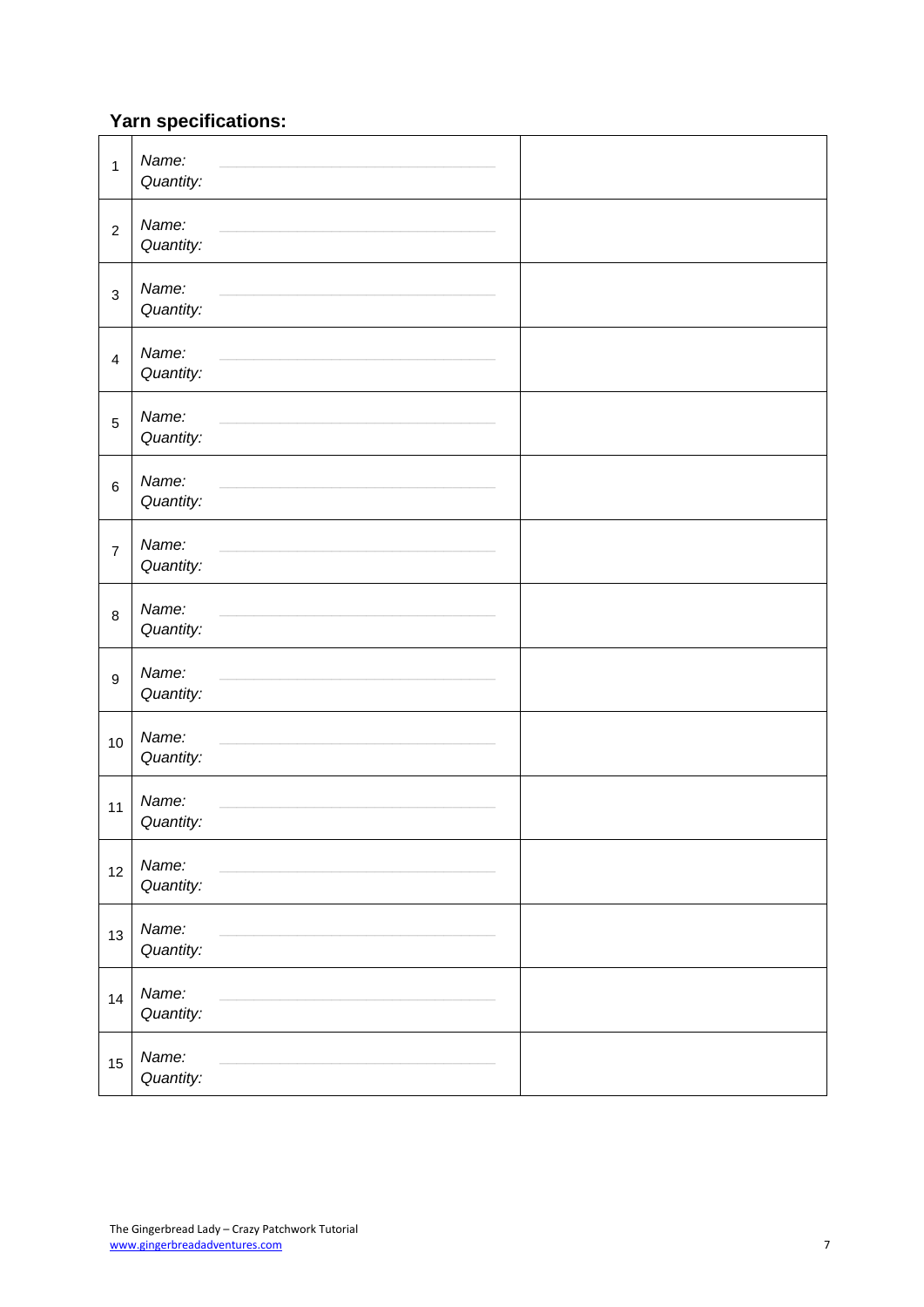## Yarn specifications:

| | | |
|---|---|---|
| 1 | *Name:*<br>*Quantity:* | |
| 2 | *Name:*<br>*Quantity:* | |
| 3 | *Name:*<br>*Quantity:* | |
| 4 | *Name:*<br>*Quantity:* | |
| 5 | *Name:*<br>*Quantity:* | |
| 6 | *Name:*<br>*Quantity:* | |
| 7 | *Name:*<br>*Quantity:* | |
| 8 | *Name:*<br>*Quantity:* | |
| 9 | *Name:*<br>*Quantity:* | |
| 10 | *Name:*<br>*Quantity:* | |
| 11 | *Name:*<br>*Quantity:* | |
| 12 | *Name:*<br>*Quantity:* | |
| 13 | *Name:*<br>*Quantity:* | |
| 14 | *Name:*<br>*Quantity:* | |
| 15 | *Name:*<br>*Quantity:* | |